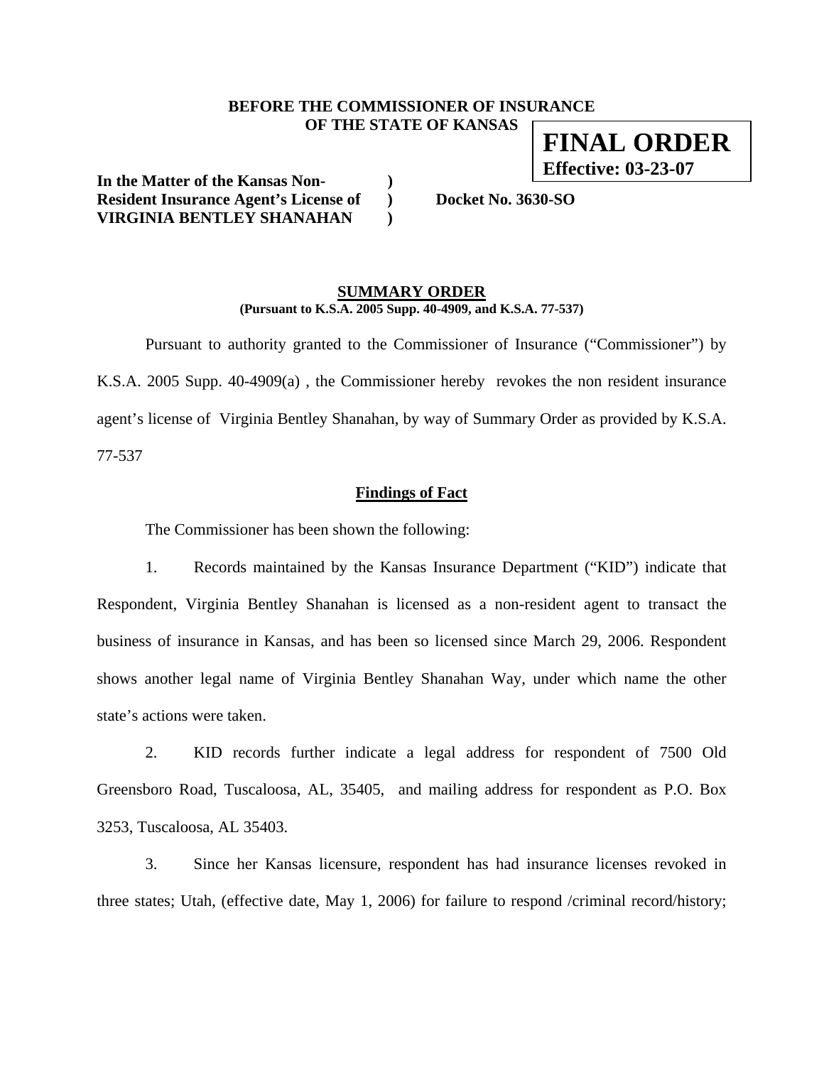**BEFORE THE COMMISSIONER OF INSURANCE**
**OF THE STATE OF KANSAS**

**FINAL ORDER**
**Effective: 03-23-07**

**In the Matter of the Kansas Non-Resident Insurance Agent's License of VIRGINIA BENTLEY SHANAHAN** ) **Docket No. 3630-SO**

**SUMMARY ORDER**
**(Pursuant to K.S.A. 2005 Supp. 40-4909, and K.S.A. 77-537)**

Pursuant to authority granted to the Commissioner of Insurance ("Commissioner") by K.S.A. 2005 Supp. 40-4909(a) , the Commissioner hereby revokes the non resident insurance agent's license of Virginia Bentley Shanahan, by way of Summary Order as provided by K.S.A. 77-537

**Findings of Fact**

The Commissioner has been shown the following:

1. Records maintained by the Kansas Insurance Department ("KID") indicate that Respondent, Virginia Bentley Shanahan is licensed as a non-resident agent to transact the business of insurance in Kansas, and has been so licensed since March 29, 2006. Respondent shows another legal name of Virginia Bentley Shanahan Way, under which name the other state's actions were taken.

2. KID records further indicate a legal address for respondent of 7500 Old Greensboro Road, Tuscaloosa, AL, 35405, and mailing address for respondent as P.O. Box 3253, Tuscaloosa, AL 35403.

3. Since her Kansas licensure, respondent has had insurance licenses revoked in three states; Utah, (effective date, May 1, 2006) for failure to respond /criminal record/history;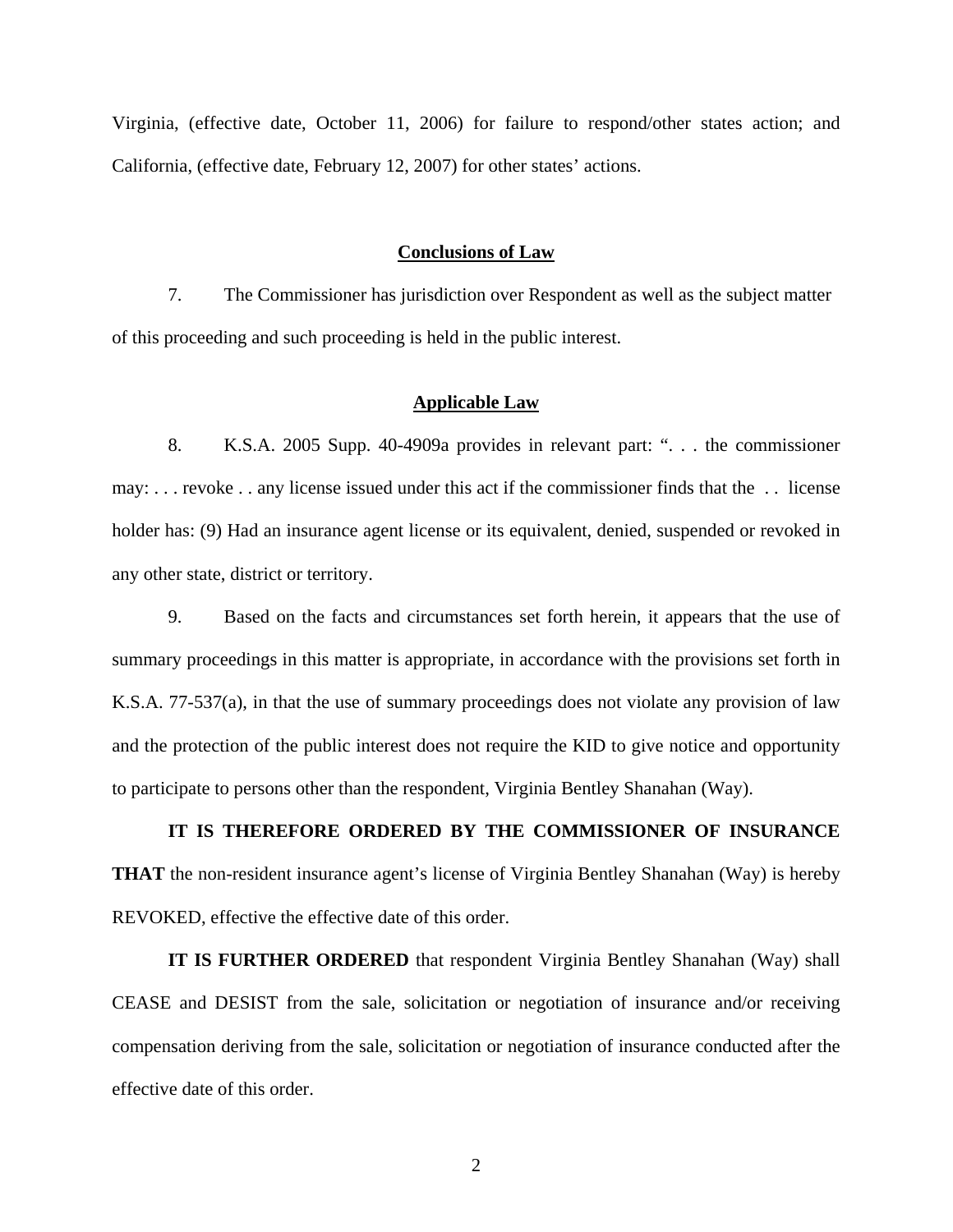Virginia, (effective date, October 11, 2006) for failure to respond/other states action; and California, (effective date, February 12, 2007) for other states' actions.

**Conclusions of Law**

7. The Commissioner has jurisdiction over Respondent as well as the subject matter of this proceeding and such proceeding is held in the public interest.

**Applicable Law**

8. K.S.A. 2005 Supp. 40-4909a provides in relevant part: ". . . the commissioner may: . . . revoke . . any license issued under this act if the commissioner finds that the . . license holder has: (9) Had an insurance agent license or its equivalent, denied, suspended or revoked in any other state, district or territory.

9. Based on the facts and circumstances set forth herein, it appears that the use of summary proceedings in this matter is appropriate, in accordance with the provisions set forth in K.S.A. 77-537(a), in that the use of summary proceedings does not violate any provision of law and the protection of the public interest does not require the KID to give notice and opportunity to participate to persons other than the respondent, Virginia Bentley Shanahan (Way).

**IT IS THEREFORE ORDERED BY THE COMMISSIONER OF INSURANCE THAT** the non-resident insurance agent's license of Virginia Bentley Shanahan (Way) is hereby REVOKED, effective the effective date of this order.

**IT IS FURTHER ORDERED** that respondent Virginia Bentley Shanahan (Way) shall CEASE and DESIST from the sale, solicitation or negotiation of insurance and/or receiving compensation deriving from the sale, solicitation or negotiation of insurance conducted after the effective date of this order.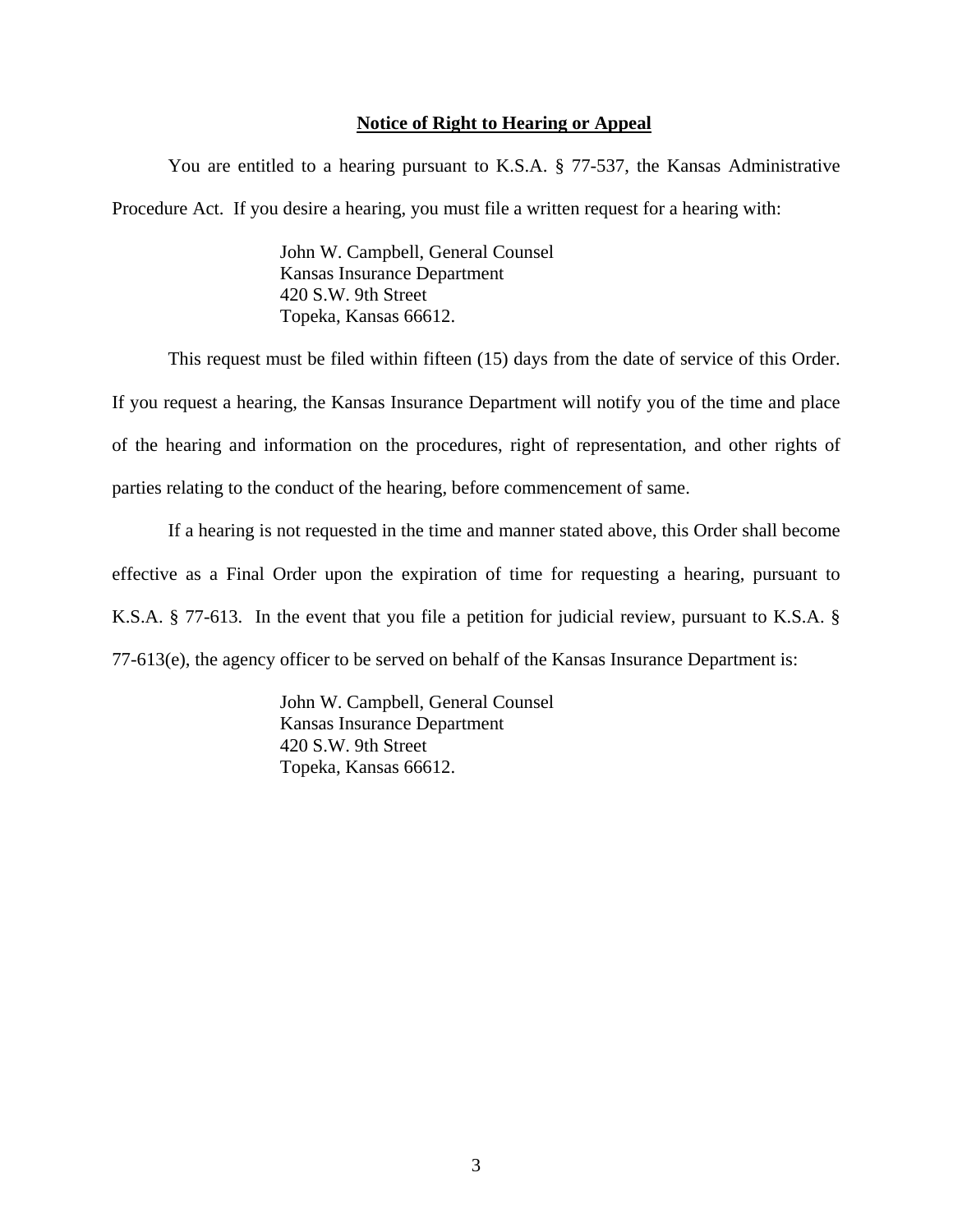**Notice of Right to Hearing or Appeal**

You are entitled to a hearing pursuant to K.S.A. § 77-537, the Kansas Administrative Procedure Act. If you desire a hearing, you must file a written request for a hearing with:

John W. Campbell, General Counsel
Kansas Insurance Department
420 S.W. 9th Street
Topeka, Kansas 66612.

This request must be filed within fifteen (15) days from the date of service of this Order. If you request a hearing, the Kansas Insurance Department will notify you of the time and place of the hearing and information on the procedures, right of representation, and other rights of parties relating to the conduct of the hearing, before commencement of same.

If a hearing is not requested in the time and manner stated above, this Order shall become effective as a Final Order upon the expiration of time for requesting a hearing, pursuant to K.S.A. § 77-613. In the event that you file a petition for judicial review, pursuant to K.S.A. § 77-613(e), the agency officer to be served on behalf of the Kansas Insurance Department is:

John W. Campbell, General Counsel
Kansas Insurance Department
420 S.W. 9th Street
Topeka, Kansas 66612.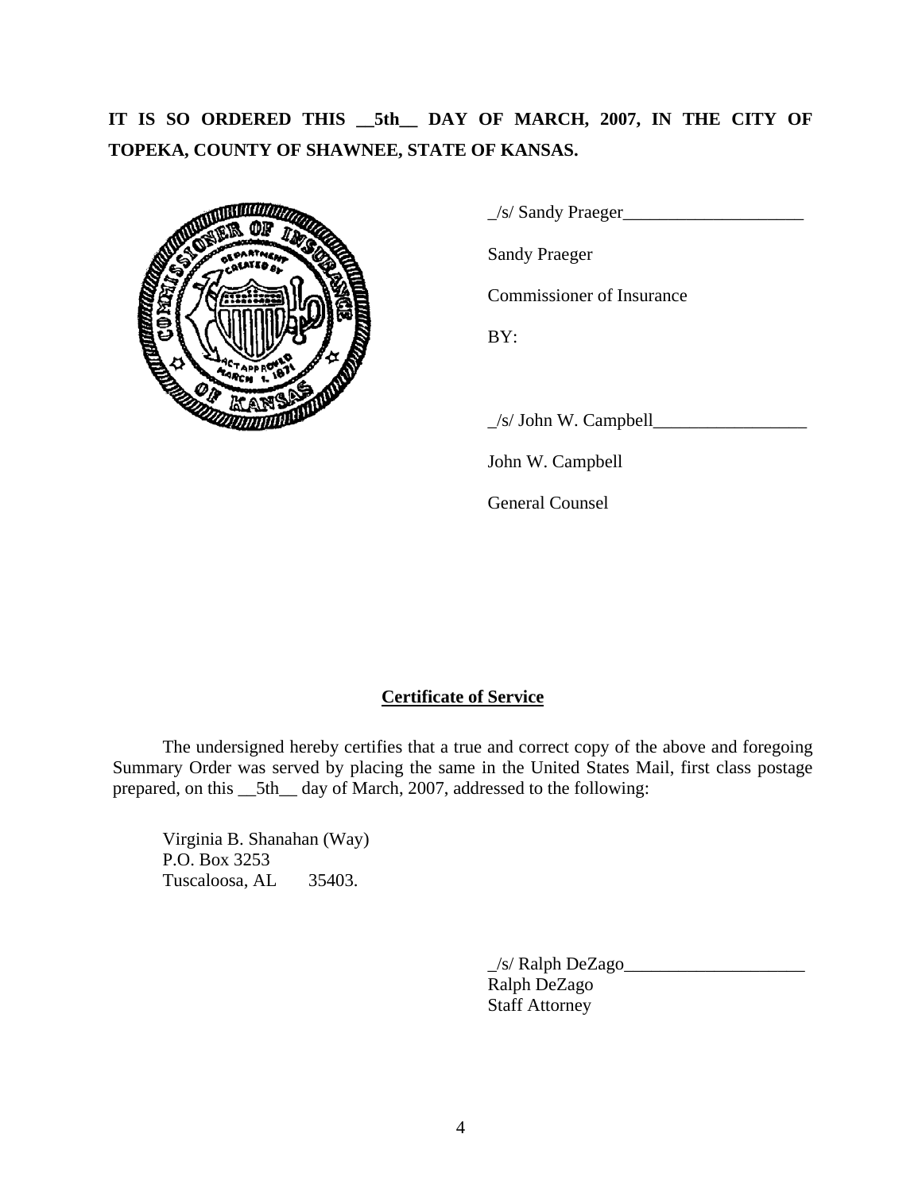**IT IS SO ORDERED THIS __5th__ DAY OF MARCH, 2007, IN THE CITY OF TOPEKA, COUNTY OF SHAWNEE, STATE OF KANSAS.**

_/s/ Sandy Praeger____________________

Sandy Praeger

Commissioner of Insurance

BY:

_/s/ John W. Campbell_________________

John W. Campbell

General Counsel

## Certificate of Service

The undersigned hereby certifies that a true and correct copy of the above and foregoing Summary Order was served by placing the same in the United States Mail, first class postage prepared, on this __5th__ day of March, 2007, addressed to the following:

Virginia B. Shanahan (Way)
P.O. Box 3253
Tuscaloosa, AL 35403.

_/s/ Ralph DeZago____________________
Ralph DeZago
Staff Attorney